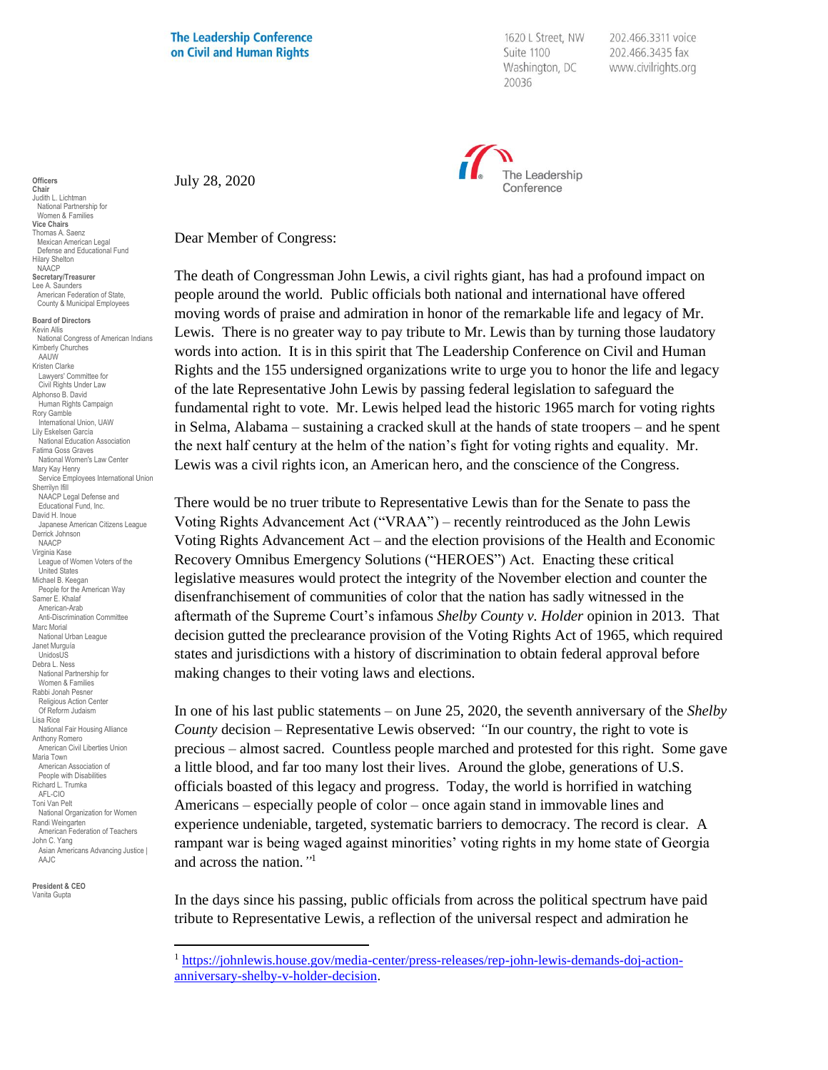**The Leadership Conference on Civil and Human Rights**

1620 L Street, NW
Suite 1100
Washington, DC
20036

202.466.3311 voice
202.466.3435 fax
www.civilrights.org

The Leadership Conference

**Officers**
**Chair**
Judith L. Lichtman
National Partnership for Women & Families
**Vice Chairs**
Thomas A. Saenz
Mexican American Legal Defense and Educational Fund
Hilary Shelton
NAACP
**Secretary/Treasurer**
Lee A. Saunders
American Federation of State, County & Municipal Employees

**Board of Directors**
Kevin Allis
National Congress of American Indians
Kimberly Churches
AAUW
Kristen Clarke
Lawyers' Committee for Civil Rights Under Law
Alphonso B. David
Human Rights Campaign
Rory Gamble
International Union, UAW
Lily Eskelsen García
National Education Association
Fatima Goss Graves
National Women's Law Center
Mary Kay Henry
Service Employees International Union
Sherrilyn Ifill
NAACP Legal Defense and Educational Fund, Inc.
David H. Inoue
Japanese American Citizens League
Derrick Johnson
NAACP
Virginia Kase
League of Women Voters of the United States
Michael B. Keegan
People for the American Way
Samer E. Khalaf
American-Arab Anti-Discrimination Committee
Marc Morial
National Urban League
Janet Murguía
UnidosUS
Debra L. Ness
National Partnership for Women & Families
Rabbi Jonah Pesner
Religious Action Center Of Reform Judaism
Lisa Rice
National Fair Housing Alliance
Anthony Romero
American Civil Liberties Union
Maria Town
American Association of People with Disabilities
Richard L. Trumka
AFL-CIO
Toni Van Pelt
National Organization for Women
Randi Weingarten
American Federation of Teachers
John C. Yang
Asian Americans Advancing Justice | AAJC

**President & CEO**
Vanita Gupta

July 28, 2020

Dear Member of Congress:

The death of Congressman John Lewis, a civil rights giant, has had a profound impact on people around the world. Public officials both national and international have offered moving words of praise and admiration in honor of the remarkable life and legacy of Mr. Lewis. There is no greater way to pay tribute to Mr. Lewis than by turning those laudatory words into action. It is in this spirit that The Leadership Conference on Civil and Human Rights and the 155 undersigned organizations write to urge you to honor the life and legacy of the late Representative John Lewis by passing federal legislation to safeguard the fundamental right to vote. Mr. Lewis helped lead the historic 1965 march for voting rights in Selma, Alabama – sustaining a cracked skull at the hands of state troopers – and he spent the next half century at the helm of the nation's fight for voting rights and equality. Mr. Lewis was a civil rights icon, an American hero, and the conscience of the Congress.

There would be no truer tribute to Representative Lewis than for the Senate to pass the Voting Rights Advancement Act ("VRAA") – recently reintroduced as the John Lewis Voting Rights Advancement Act – and the election provisions of the Health and Economic Recovery Omnibus Emergency Solutions ("HEROES") Act. Enacting these critical legislative measures would protect the integrity of the November election and counter the disenfranchisement of communities of color that the nation has sadly witnessed in the aftermath of the Supreme Court's infamous *Shelby County v. Holder* opinion in 2013. That decision gutted the preclearance provision of the Voting Rights Act of 1965, which required states and jurisdictions with a history of discrimination to obtain federal approval before making changes to their voting laws and elections.

In one of his last public statements – on June 25, 2020, the seventh anniversary of the *Shelby County* decision – Representative Lewis observed: *"*In our country, the right to vote is precious – almost sacred. Countless people marched and protested for this right. Some gave a little blood, and far too many lost their lives. Around the globe, generations of U.S. officials boasted of this legacy and progress. Today, the world is horrified in watching Americans – especially people of color – once again stand in immovable lines and experience undeniable, targeted, systematic barriers to democracy. The record is clear. A rampant war is being waged against minorities' voting rights in my home state of Georgia and across the nation.*"*[1]

In the days since his passing, public officials from across the political spectrum have paid tribute to Representative Lewis, a reflection of the universal respect and admiration he

[1] https://johnlewis.house.gov/media-center/press-releases/rep-john-lewis-demands-doj-action-anniversary-shelby-v-holder-decision.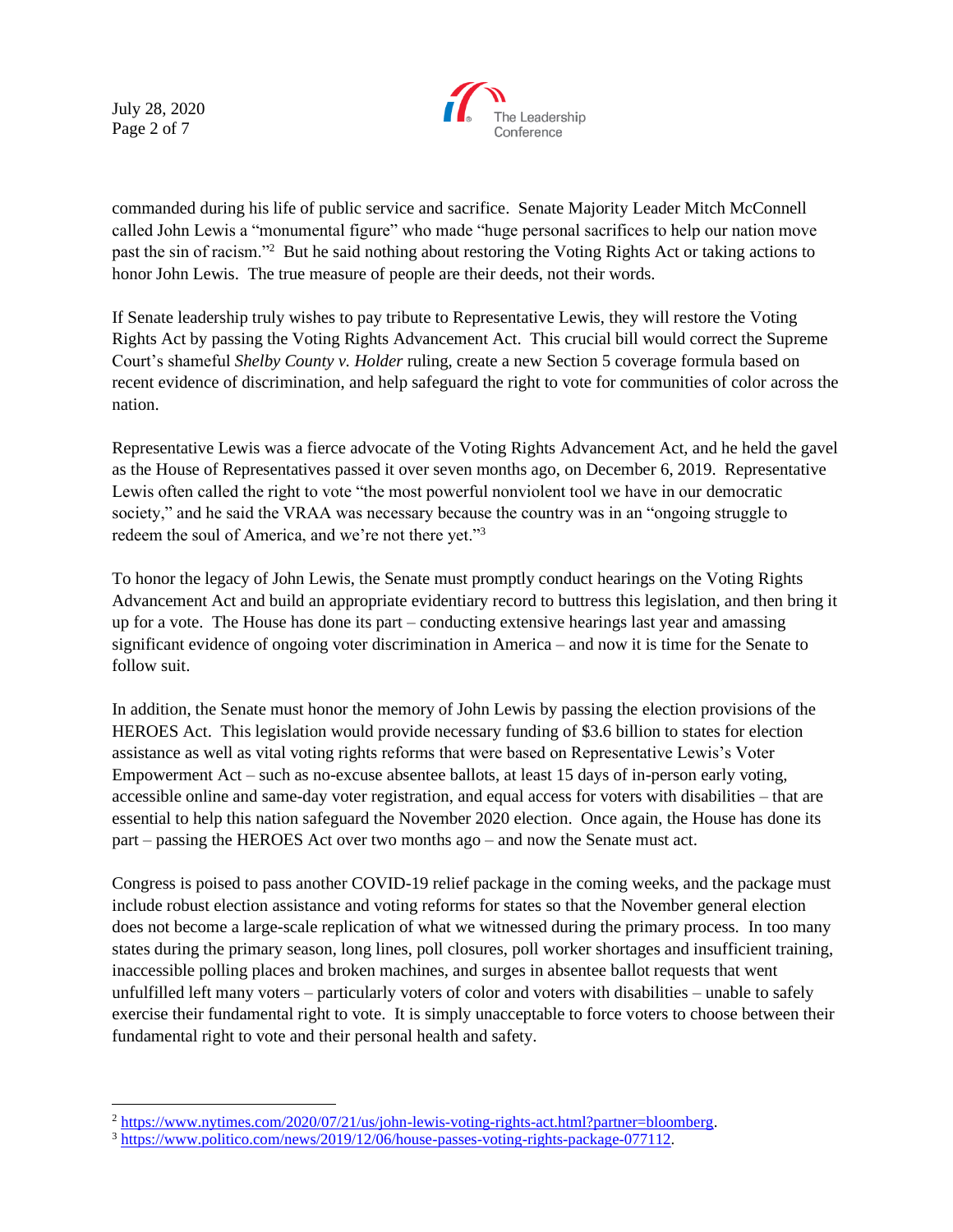commanded during his life of public service and sacrifice. Senate Majority Leader Mitch McConnell called John Lewis a "monumental figure" who made "huge personal sacrifices to help our nation move past the sin of racism."[2] But he said nothing about restoring the Voting Rights Act or taking actions to honor John Lewis. The true measure of people are their deeds, not their words.

If Senate leadership truly wishes to pay tribute to Representative Lewis, they will restore the Voting Rights Act by passing the Voting Rights Advancement Act. This crucial bill would correct the Supreme Court's shameful *Shelby County v. Holder* ruling, create a new Section 5 coverage formula based on recent evidence of discrimination, and help safeguard the right to vote for communities of color across the nation.

Representative Lewis was a fierce advocate of the Voting Rights Advancement Act, and he held the gavel as the House of Representatives passed it over seven months ago, on December 6, 2019. Representative Lewis often called the right to vote "the most powerful nonviolent tool we have in our democratic society," and he said the VRAA was necessary because the country was in an "ongoing struggle to redeem the soul of America, and we're not there yet."[3]

To honor the legacy of John Lewis, the Senate must promptly conduct hearings on the Voting Rights Advancement Act and build an appropriate evidentiary record to buttress this legislation, and then bring it up for a vote. The House has done its part – conducting extensive hearings last year and amassing significant evidence of ongoing voter discrimination in America – and now it is time for the Senate to follow suit.

In addition, the Senate must honor the memory of John Lewis by passing the election provisions of the HEROES Act. This legislation would provide necessary funding of $3.6 billion to states for election assistance as well as vital voting rights reforms that were based on Representative Lewis's Voter Empowerment Act – such as no-excuse absentee ballots, at least 15 days of in-person early voting, accessible online and same-day voter registration, and equal access for voters with disabilities – that are essential to help this nation safeguard the November 2020 election. Once again, the House has done its part – passing the HEROES Act over two months ago – and now the Senate must act.

Congress is poised to pass another COVID-19 relief package in the coming weeks, and the package must include robust election assistance and voting reforms for states so that the November general election does not become a large-scale replication of what we witnessed during the primary process. In too many states during the primary season, long lines, poll closures, poll worker shortages and insufficient training, inaccessible polling places and broken machines, and surges in absentee ballot requests that went unfulfilled left many voters – particularly voters of color and voters with disabilities – unable to safely exercise their fundamental right to vote. It is simply unacceptable to force voters to choose between their fundamental right to vote and their personal health and safety.

---

[2] https://www.nytimes.com/2020/07/21/us/john-lewis-voting-rights-act.html?partner=bloomberg.

[3] https://www.politico.com/news/2019/12/06/house-passes-voting-rights-package-077112.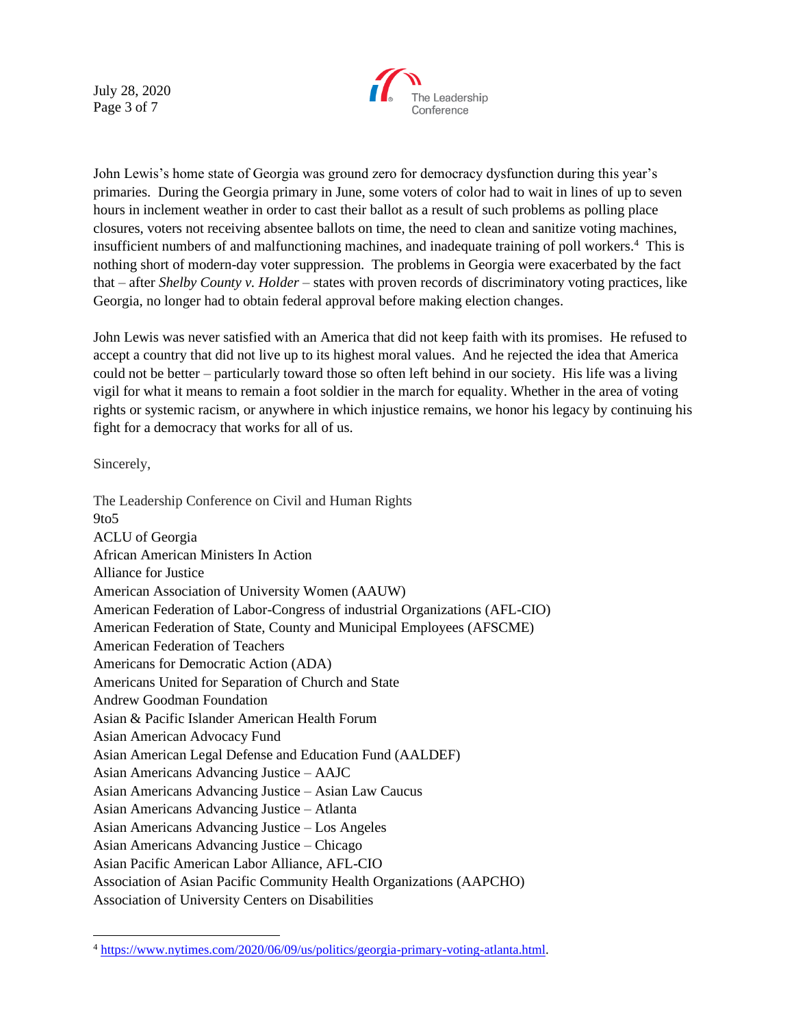John Lewis's home state of Georgia was ground zero for democracy dysfunction during this year's primaries. During the Georgia primary in June, some voters of color had to wait in lines of up to seven hours in inclement weather in order to cast their ballot as a result of such problems as polling place closures, voters not receiving absentee ballots on time, the need to clean and sanitize voting machines, insufficient numbers of and malfunctioning machines, and inadequate training of poll workers.[4] This is nothing short of modern-day voter suppression. The problems in Georgia were exacerbated by the fact that – after *Shelby County v. Holder* – states with proven records of discriminatory voting practices, like Georgia, no longer had to obtain federal approval before making election changes.

John Lewis was never satisfied with an America that did not keep faith with its promises. He refused to accept a country that did not live up to its highest moral values. And he rejected the idea that America could not be better – particularly toward those so often left behind in our society. His life was a living vigil for what it means to remain a foot soldier in the march for equality. Whether in the area of voting rights or systemic racism, or anywhere in which injustice remains, we honor his legacy by continuing his fight for a democracy that works for all of us.

Sincerely,

The Leadership Conference on Civil and Human Rights
9to5
ACLU of Georgia
African American Ministers In Action
Alliance for Justice
American Association of University Women (AAUW)
American Federation of Labor-Congress of industrial Organizations (AFL-CIO)
American Federation of State, County and Municipal Employees (AFSCME)
American Federation of Teachers
Americans for Democratic Action (ADA)
Americans United for Separation of Church and State
Andrew Goodman Foundation
Asian & Pacific Islander American Health Forum
Asian American Advocacy Fund
Asian American Legal Defense and Education Fund (AALDEF)
Asian Americans Advancing Justice – AAJC
Asian Americans Advancing Justice – Asian Law Caucus
Asian Americans Advancing Justice – Atlanta
Asian Americans Advancing Justice – Los Angeles
Asian Americans Advancing Justice – Chicago
Asian Pacific American Labor Alliance, AFL-CIO
Association of Asian Pacific Community Health Organizations (AAPCHO)
Association of University Centers on Disabilities

[4] https://www.nytimes.com/2020/06/09/us/politics/georgia-primary-voting-atlanta.html.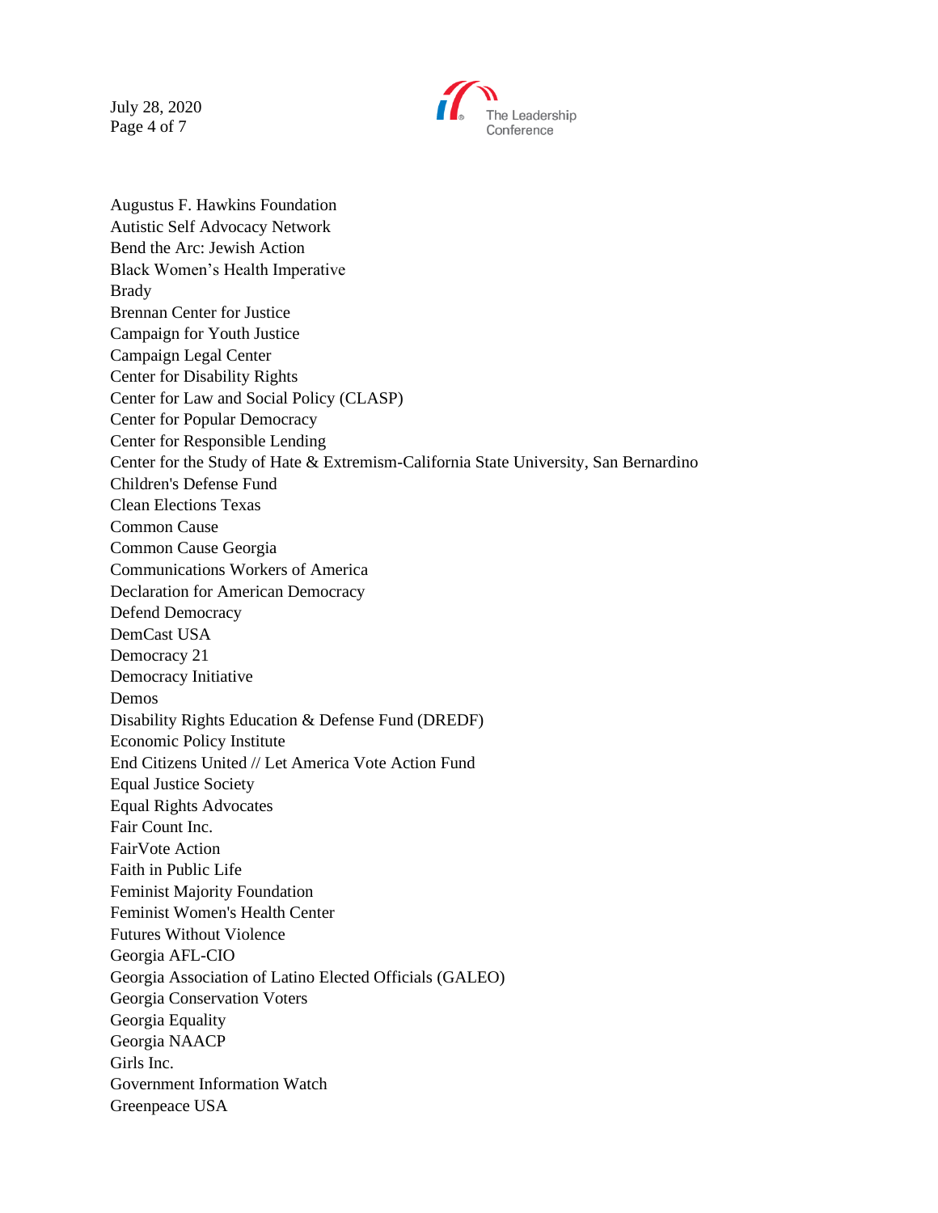Augustus F. Hawkins Foundation
Autistic Self Advocacy Network
Bend the Arc: Jewish Action
Black Women's Health Imperative
Brady
Brennan Center for Justice
Campaign for Youth Justice
Campaign Legal Center
Center for Disability Rights
Center for Law and Social Policy (CLASP)
Center for Popular Democracy
Center for Responsible Lending
Center for the Study of Hate & Extremism-California State University, San Bernardino
Children's Defense Fund
Clean Elections Texas
Common Cause
Common Cause Georgia
Communications Workers of America
Declaration for American Democracy
Defend Democracy
DemCast USA
Democracy 21
Democracy Initiative
Demos
Disability Rights Education & Defense Fund (DREDF)
Economic Policy Institute
End Citizens United // Let America Vote Action Fund
Equal Justice Society
Equal Rights Advocates
Fair Count Inc.
FairVote Action
Faith in Public Life
Feminist Majority Foundation
Feminist Women's Health Center
Futures Without Violence
Georgia AFL-CIO
Georgia Association of Latino Elected Officials (GALEO)
Georgia Conservation Voters
Georgia Equality
Georgia NAACP
Girls Inc.
Government Information Watch
Greenpeace USA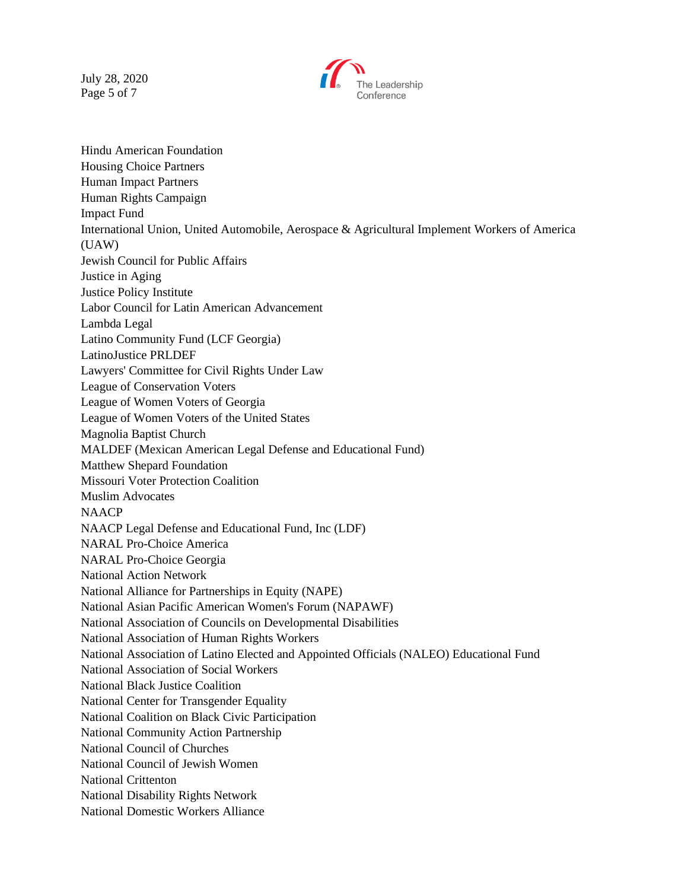Hindu American Foundation
Housing Choice Partners
Human Impact Partners
Human Rights Campaign
Impact Fund
International Union, United Automobile, Aerospace & Agricultural Implement Workers of America (UAW)
Jewish Council for Public Affairs
Justice in Aging
Justice Policy Institute
Labor Council for Latin American Advancement
Lambda Legal
Latino Community Fund (LCF Georgia)
LatinoJustice PRLDEF
Lawyers' Committee for Civil Rights Under Law
League of Conservation Voters
League of Women Voters of Georgia
League of Women Voters of the United States
Magnolia Baptist Church
MALDEF (Mexican American Legal Defense and Educational Fund)
Matthew Shepard Foundation
Missouri Voter Protection Coalition
Muslim Advocates
NAACP
NAACP Legal Defense and Educational Fund, Inc (LDF)
NARAL Pro-Choice America
NARAL Pro-Choice Georgia
National Action Network
National Alliance for Partnerships in Equity (NAPE)
National Asian Pacific American Women's Forum (NAPAWF)
National Association of Councils on Developmental Disabilities
National Association of Human Rights Workers
National Association of Latino Elected and Appointed Officials (NALEO) Educational Fund
National Association of Social Workers
National Black Justice Coalition
National Center for Transgender Equality
National Coalition on Black Civic Participation
National Community Action Partnership
National Council of Churches
National Council of Jewish Women
National Crittenton
National Disability Rights Network
National Domestic Workers Alliance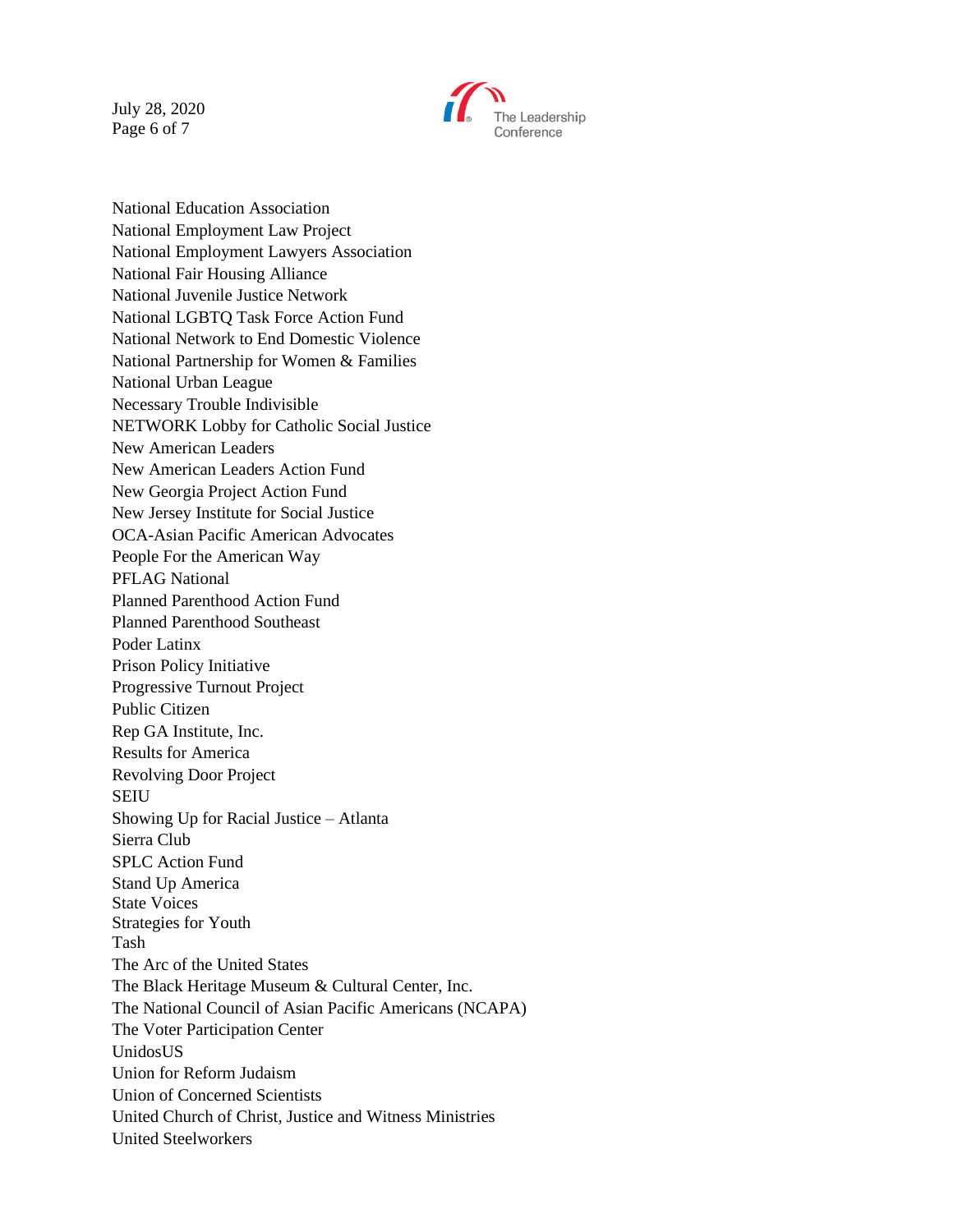National Education Association
National Employment Law Project
National Employment Lawyers Association
National Fair Housing Alliance
National Juvenile Justice Network
National LGBTQ Task Force Action Fund
National Network to End Domestic Violence
National Partnership for Women & Families
National Urban League
Necessary Trouble Indivisible
NETWORK Lobby for Catholic Social Justice
New American Leaders
New American Leaders Action Fund
New Georgia Project Action Fund
New Jersey Institute for Social Justice
OCA-Asian Pacific American Advocates
People For the American Way
PFLAG National
Planned Parenthood Action Fund
Planned Parenthood Southeast
Poder Latinx
Prison Policy Initiative
Progressive Turnout Project
Public Citizen
Rep GA Institute, Inc.
Results for America
Revolving Door Project
SEIU
Showing Up for Racial Justice – Atlanta
Sierra Club
SPLC Action Fund
Stand Up America
State Voices
Strategies for Youth
Tash
The Arc of the United States
The Black Heritage Museum & Cultural Center, Inc.
The National Council of Asian Pacific Americans (NCAPA)
The Voter Participation Center
UnidosUS
Union for Reform Judaism
Union of Concerned Scientists
United Church of Christ, Justice and Witness Ministries
United Steelworkers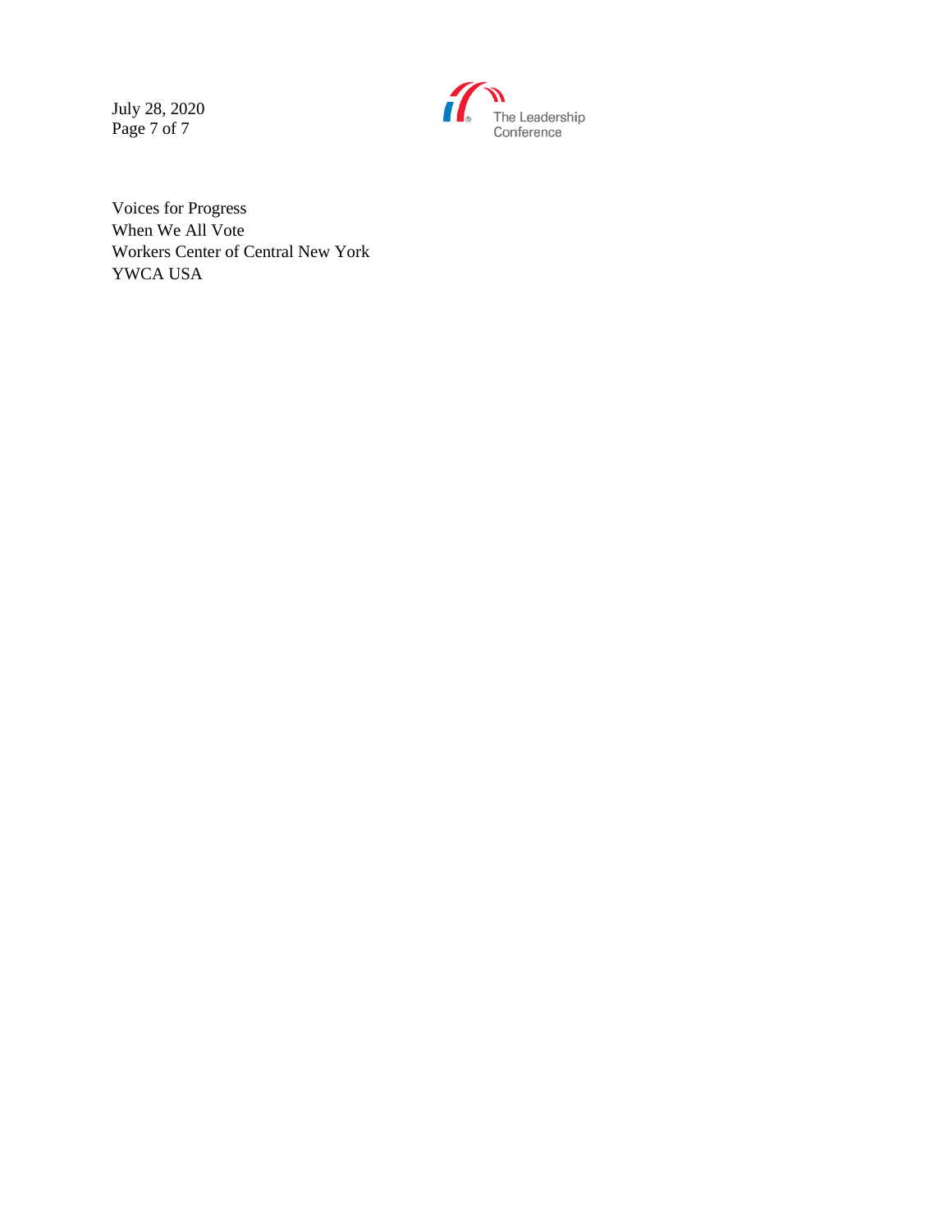Voices for Progress
When We All Vote
Workers Center of Central New York
YWCA USA